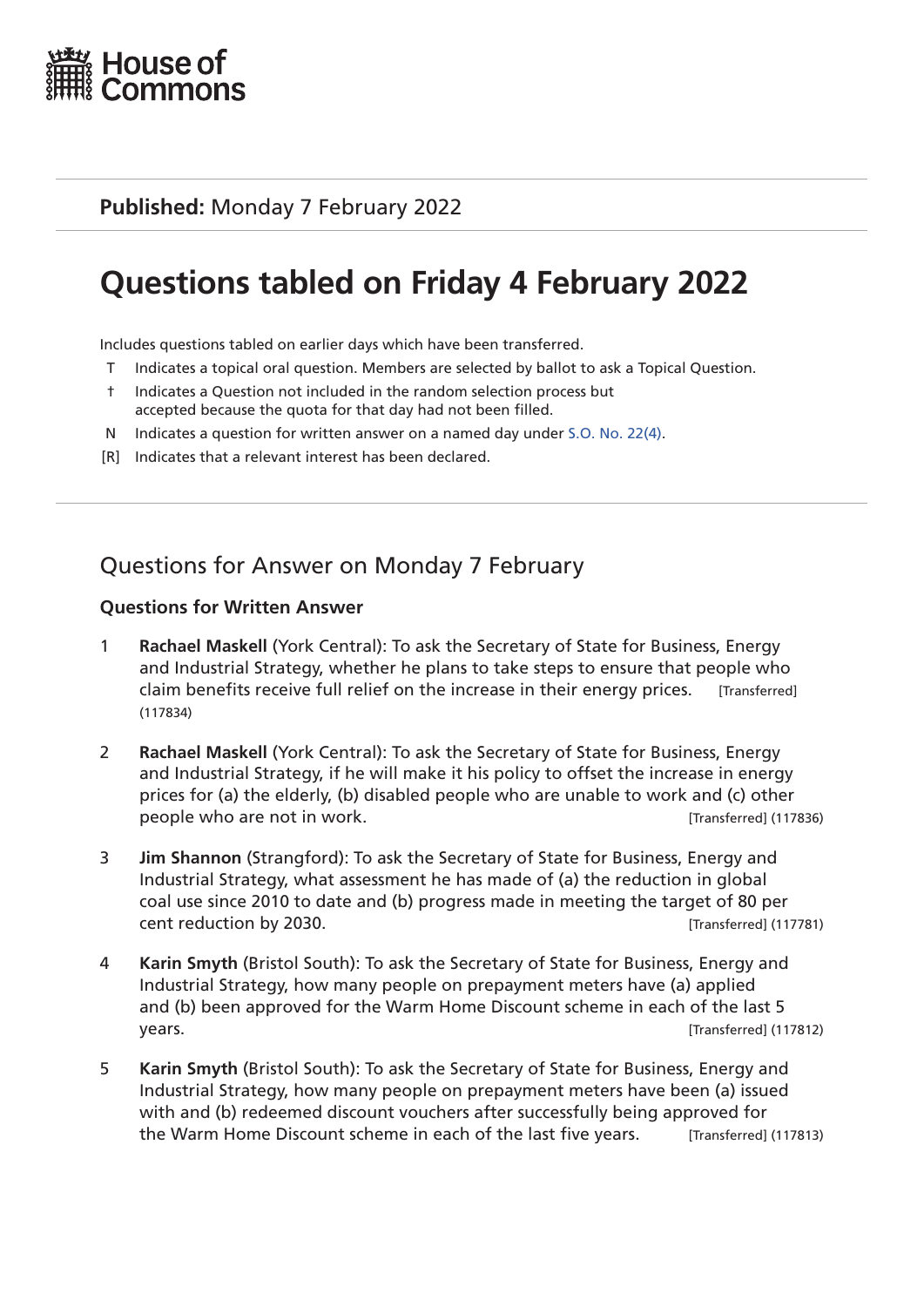House of Commons

**Published:** Monday 7 February 2022

# Questions tabled on Friday 4 February 2022

Includes questions tabled on earlier days which have been transferred.

- T Indicates a topical oral question. Members are selected by ballot to ask a Topical Question.
- † Indicates a Question not included in the random selection process but accepted because the quota for that day had not been filled.
- N Indicates a question for written answer on a named day under S.O. No. 22(4).
- [R] Indicates that a relevant interest has been declared.

## Questions for Answer on Monday 7 February

### Questions for Written Answer

1 **Rachael Maskell** (York Central): To ask the Secretary of State for Business, Energy and Industrial Strategy, whether he plans to take steps to ensure that people who claim benefits receive full relief on the increase in their energy prices. [Transferred] (117834)

2 **Rachael Maskell** (York Central): To ask the Secretary of State for Business, Energy and Industrial Strategy, if he will make it his policy to offset the increase in energy prices for (a) the elderly, (b) disabled people who are unable to work and (c) other people who are not in work. [Transferred] (117836)

3 **Jim Shannon** (Strangford): To ask the Secretary of State for Business, Energy and Industrial Strategy, what assessment he has made of (a) the reduction in global coal use since 2010 to date and (b) progress made in meeting the target of 80 per cent reduction by 2030. [Transferred] (117781)

4 **Karin Smyth** (Bristol South): To ask the Secretary of State for Business, Energy and Industrial Strategy, how many people on prepayment meters have (a) applied and (b) been approved for the Warm Home Discount scheme in each of the last 5 years. [Transferred] (117812)

5 **Karin Smyth** (Bristol South): To ask the Secretary of State for Business, Energy and Industrial Strategy, how many people on prepayment meters have been (a) issued with and (b) redeemed discount vouchers after successfully being approved for the Warm Home Discount scheme in each of the last five years. [Transferred] (117813)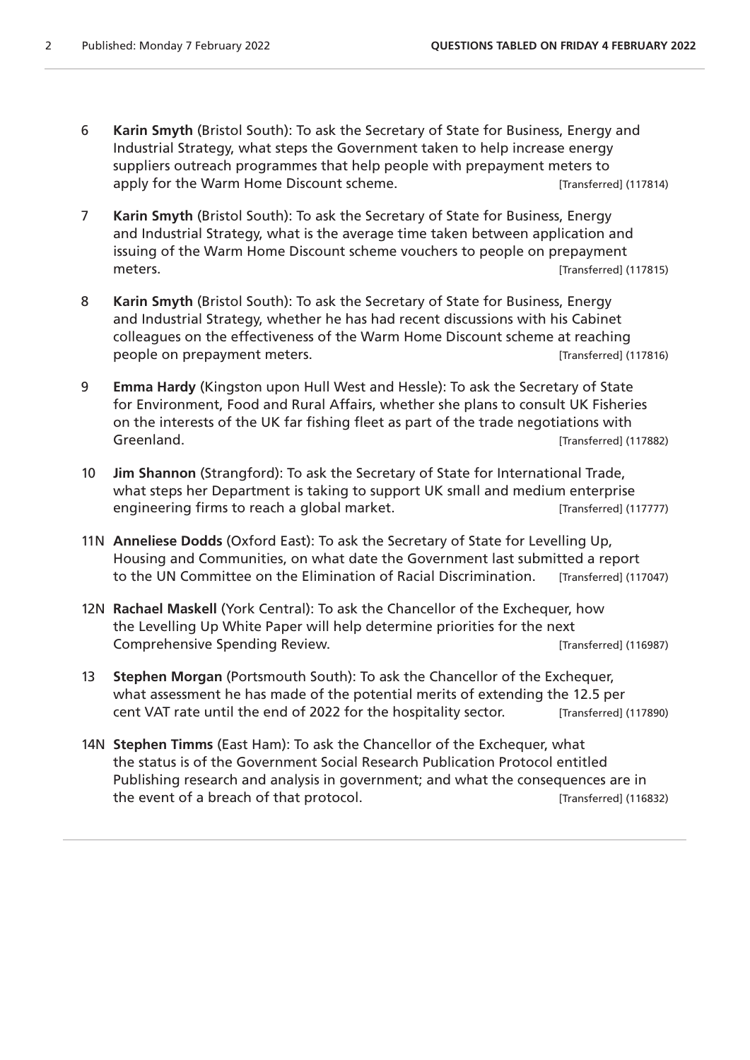6 **Karin Smyth** (Bristol South): To ask the Secretary of State for Business, Energy and Industrial Strategy, what steps the Government taken to help increase energy suppliers outreach programmes that help people with prepayment meters to apply for the Warm Home Discount scheme. [Transferred] (117814)

7 **Karin Smyth** (Bristol South): To ask the Secretary of State for Business, Energy and Industrial Strategy, what is the average time taken between application and issuing of the Warm Home Discount scheme vouchers to people on prepayment meters. [Transferred] (117815)

8 **Karin Smyth** (Bristol South): To ask the Secretary of State for Business, Energy and Industrial Strategy, whether he has had recent discussions with his Cabinet colleagues on the effectiveness of the Warm Home Discount scheme at reaching people on prepayment meters. [Transferred] (117816)

9 **Emma Hardy** (Kingston upon Hull West and Hessle): To ask the Secretary of State for Environment, Food and Rural Affairs, whether she plans to consult UK Fisheries on the interests of the UK far fishing fleet as part of the trade negotiations with Greenland. [Transferred] (117882)

10 **Jim Shannon** (Strangford): To ask the Secretary of State for International Trade, what steps her Department is taking to support UK small and medium enterprise engineering firms to reach a global market. [Transferred] (117777)

11N **Anneliese Dodds** (Oxford East): To ask the Secretary of State for Levelling Up, Housing and Communities, on what date the Government last submitted a report to the UN Committee on the Elimination of Racial Discrimination. [Transferred] (117047)

12N **Rachael Maskell** (York Central): To ask the Chancellor of the Exchequer, how the Levelling Up White Paper will help determine priorities for the next Comprehensive Spending Review. [Transferred] (116987)

13 **Stephen Morgan** (Portsmouth South): To ask the Chancellor of the Exchequer, what assessment he has made of the potential merits of extending the 12.5 per cent VAT rate until the end of 2022 for the hospitality sector. [Transferred] (117890)

14N **Stephen Timms** (East Ham): To ask the Chancellor of the Exchequer, what the status is of the Government Social Research Publication Protocol entitled Publishing research and analysis in government; and what the consequences are in the event of a breach of that protocol. [Transferred] (116832)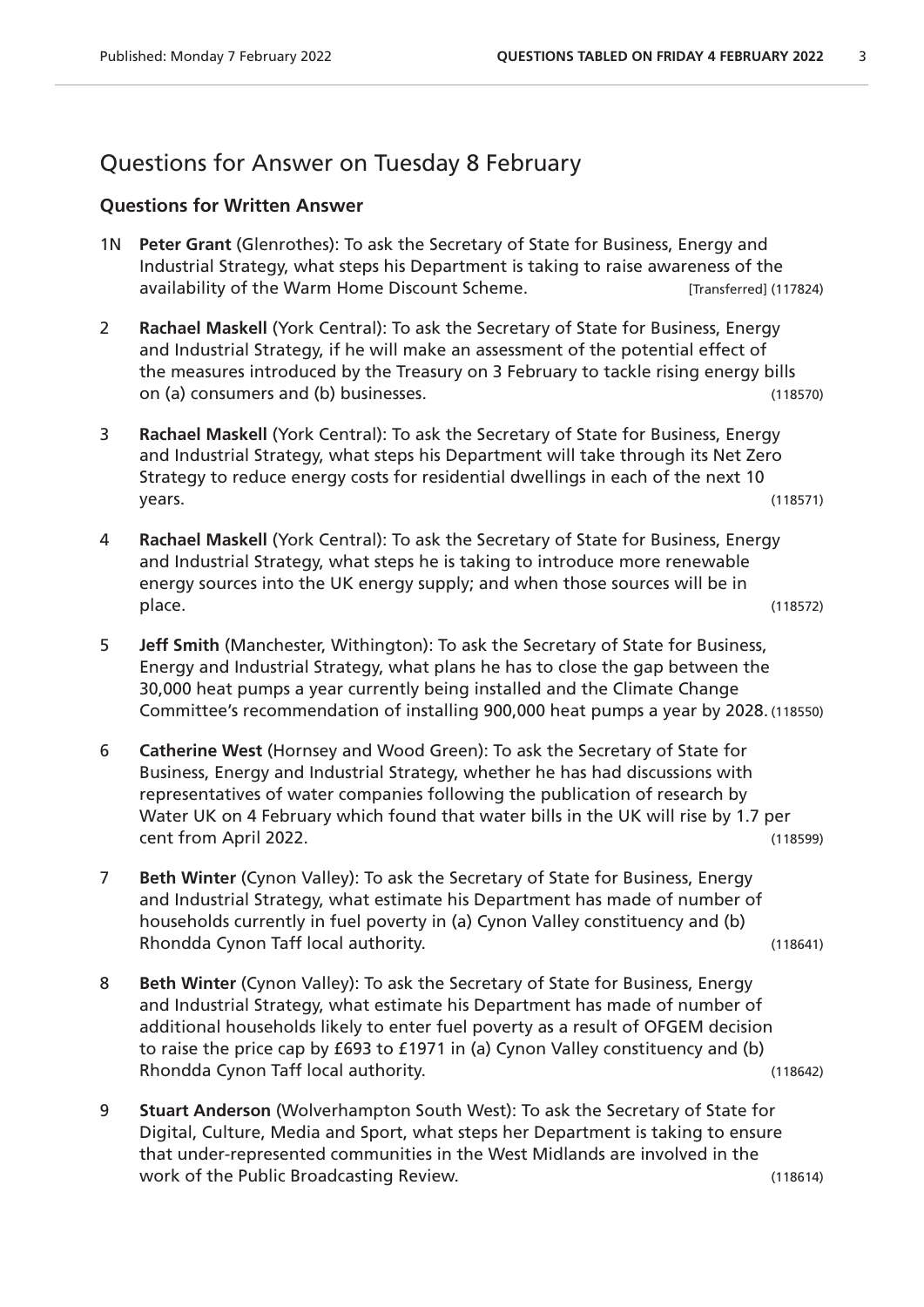## Questions for Answer on Tuesday 8 February

### Questions for Written Answer

1N **Peter Grant** (Glenrothes): To ask the Secretary of State for Business, Energy and Industrial Strategy, what steps his Department is taking to raise awareness of the availability of the Warm Home Discount Scheme. [Transferred] (117824)

2 **Rachael Maskell** (York Central): To ask the Secretary of State for Business, Energy and Industrial Strategy, if he will make an assessment of the potential effect of the measures introduced by the Treasury on 3 February to tackle rising energy bills on (a) consumers and (b) businesses. (118570)

3 **Rachael Maskell** (York Central): To ask the Secretary of State for Business, Energy and Industrial Strategy, what steps his Department will take through its Net Zero Strategy to reduce energy costs for residential dwellings in each of the next 10 years. (118571)

4 **Rachael Maskell** (York Central): To ask the Secretary of State for Business, Energy and Industrial Strategy, what steps he is taking to introduce more renewable energy sources into the UK energy supply; and when those sources will be in place. (118572)

5 **Jeff Smith** (Manchester, Withington): To ask the Secretary of State for Business, Energy and Industrial Strategy, what plans he has to close the gap between the 30,000 heat pumps a year currently being installed and the Climate Change Committee's recommendation of installing 900,000 heat pumps a year by 2028. (118550)

6 **Catherine West** (Hornsey and Wood Green): To ask the Secretary of State for Business, Energy and Industrial Strategy, whether he has had discussions with representatives of water companies following the publication of research by Water UK on 4 February which found that water bills in the UK will rise by 1.7 per cent from April 2022. (118599)

7 **Beth Winter** (Cynon Valley): To ask the Secretary of State for Business, Energy and Industrial Strategy, what estimate his Department has made of number of households currently in fuel poverty in (a) Cynon Valley constituency and (b) Rhondda Cynon Taff local authority. (118641)

8 **Beth Winter** (Cynon Valley): To ask the Secretary of State for Business, Energy and Industrial Strategy, what estimate his Department has made of number of additional households likely to enter fuel poverty as a result of OFGEM decision to raise the price cap by £693 to £1971 in (a) Cynon Valley constituency and (b) Rhondda Cynon Taff local authority. (118642)

9 **Stuart Anderson** (Wolverhampton South West): To ask the Secretary of State for Digital, Culture, Media and Sport, what steps her Department is taking to ensure that under-represented communities in the West Midlands are involved in the work of the Public Broadcasting Review. (118614)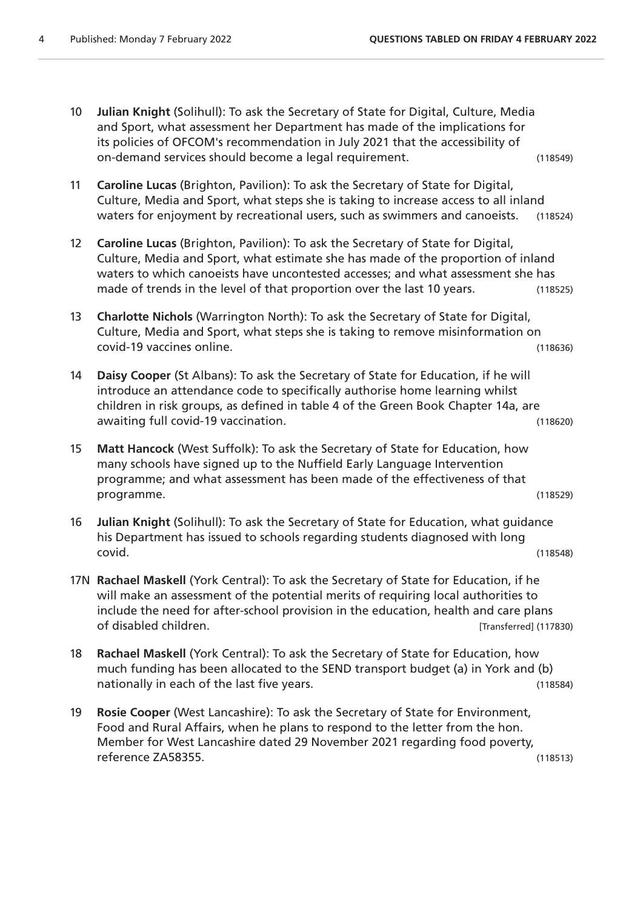10 **Julian Knight** (Solihull): To ask the Secretary of State for Digital, Culture, Media and Sport, what assessment her Department has made of the implications for its policies of OFCOM's recommendation in July 2021 that the accessibility of on-demand services should become a legal requirement. (118549)

11 **Caroline Lucas** (Brighton, Pavilion): To ask the Secretary of State for Digital, Culture, Media and Sport, what steps she is taking to increase access to all inland waters for enjoyment by recreational users, such as swimmers and canoeists. (118524)

12 **Caroline Lucas** (Brighton, Pavilion): To ask the Secretary of State for Digital, Culture, Media and Sport, what estimate she has made of the proportion of inland waters to which canoeists have uncontested accesses; and what assessment she has made of trends in the level of that proportion over the last 10 years. (118525)

13 **Charlotte Nichols** (Warrington North): To ask the Secretary of State for Digital, Culture, Media and Sport, what steps she is taking to remove misinformation on covid-19 vaccines online. (118636)

14 **Daisy Cooper** (St Albans): To ask the Secretary of State for Education, if he will introduce an attendance code to specifically authorise home learning whilst children in risk groups, as defined in table 4 of the Green Book Chapter 14a, are awaiting full covid-19 vaccination. (118620)

15 **Matt Hancock** (West Suffolk): To ask the Secretary of State for Education, how many schools have signed up to the Nuffield Early Language Intervention programme; and what assessment has been made of the effectiveness of that programme. (118529)

16 **Julian Knight** (Solihull): To ask the Secretary of State for Education, what guidance his Department has issued to schools regarding students diagnosed with long covid. (118548)

17N **Rachael Maskell** (York Central): To ask the Secretary of State for Education, if he will make an assessment of the potential merits of requiring local authorities to include the need for after-school provision in the education, health and care plans of disabled children. [Transferred] (117830)

18 **Rachael Maskell** (York Central): To ask the Secretary of State for Education, how much funding has been allocated to the SEND transport budget (a) in York and (b) nationally in each of the last five years. (118584)

19 **Rosie Cooper** (West Lancashire): To ask the Secretary of State for Environment, Food and Rural Affairs, when he plans to respond to the letter from the hon. Member for West Lancashire dated 29 November 2021 regarding food poverty, reference ZA58355. (118513)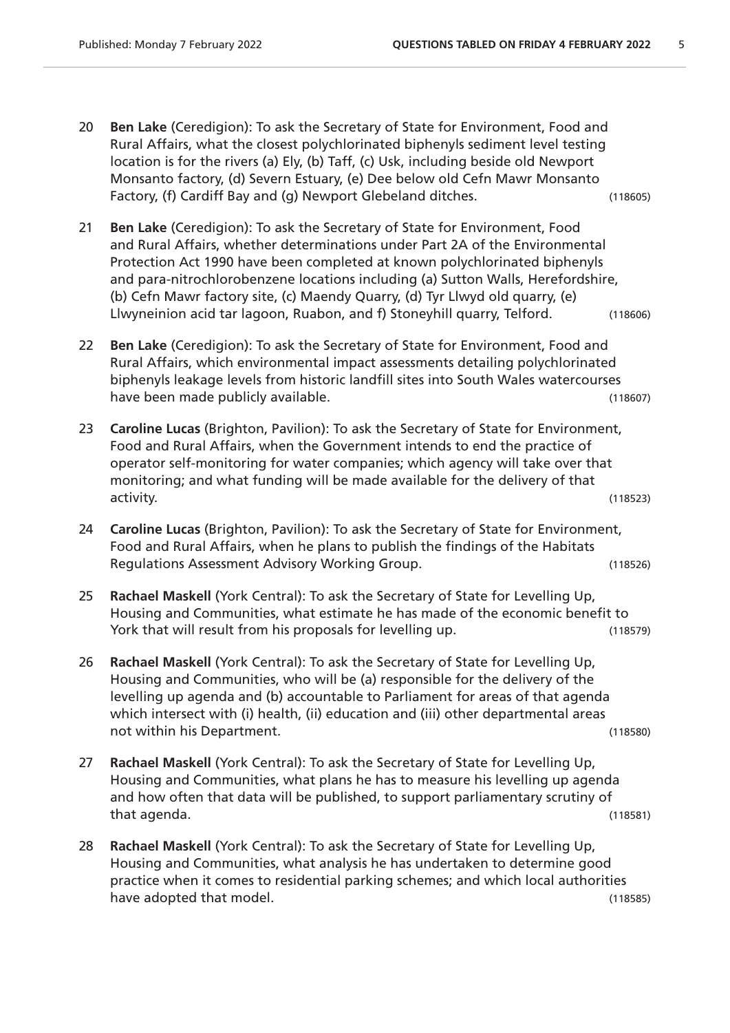20 **Ben Lake** (Ceredigion): To ask the Secretary of State for Environment, Food and Rural Affairs, what the closest polychlorinated biphenyls sediment level testing location is for the rivers (a) Ely, (b) Taff, (c) Usk, including beside old Newport Monsanto factory, (d) Severn Estuary, (e) Dee below old Cefn Mawr Monsanto Factory, (f) Cardiff Bay and (g) Newport Glebeland ditches. (118605)

21 **Ben Lake** (Ceredigion): To ask the Secretary of State for Environment, Food and Rural Affairs, whether determinations under Part 2A of the Environmental Protection Act 1990 have been completed at known polychlorinated biphenyls and para-nitrochlorobenzene locations including (a) Sutton Walls, Herefordshire, (b) Cefn Mawr factory site, (c) Maendy Quarry, (d) Tyr Llwyd old quarry, (e) Llwyneinion acid tar lagoon, Ruabon, and f) Stoneyhill quarry, Telford. (118606)

22 **Ben Lake** (Ceredigion): To ask the Secretary of State for Environment, Food and Rural Affairs, which environmental impact assessments detailing polychlorinated biphenyls leakage levels from historic landfill sites into South Wales watercourses have been made publicly available. (118607)

23 **Caroline Lucas** (Brighton, Pavilion): To ask the Secretary of State for Environment, Food and Rural Affairs, when the Government intends to end the practice of operator self-monitoring for water companies; which agency will take over that monitoring; and what funding will be made available for the delivery of that activity. (118523)

24 **Caroline Lucas** (Brighton, Pavilion): To ask the Secretary of State for Environment, Food and Rural Affairs, when he plans to publish the findings of the Habitats Regulations Assessment Advisory Working Group. (118526)

25 **Rachael Maskell** (York Central): To ask the Secretary of State for Levelling Up, Housing and Communities, what estimate he has made of the economic benefit to York that will result from his proposals for levelling up. (118579)

26 **Rachael Maskell** (York Central): To ask the Secretary of State for Levelling Up, Housing and Communities, who will be (a) responsible for the delivery of the levelling up agenda and (b) accountable to Parliament for areas of that agenda which intersect with (i) health, (ii) education and (iii) other departmental areas not within his Department. (118580)

27 **Rachael Maskell** (York Central): To ask the Secretary of State for Levelling Up, Housing and Communities, what plans he has to measure his levelling up agenda and how often that data will be published, to support parliamentary scrutiny of that agenda. (118581)

28 **Rachael Maskell** (York Central): To ask the Secretary of State for Levelling Up, Housing and Communities, what analysis he has undertaken to determine good practice when it comes to residential parking schemes; and which local authorities have adopted that model. (118585)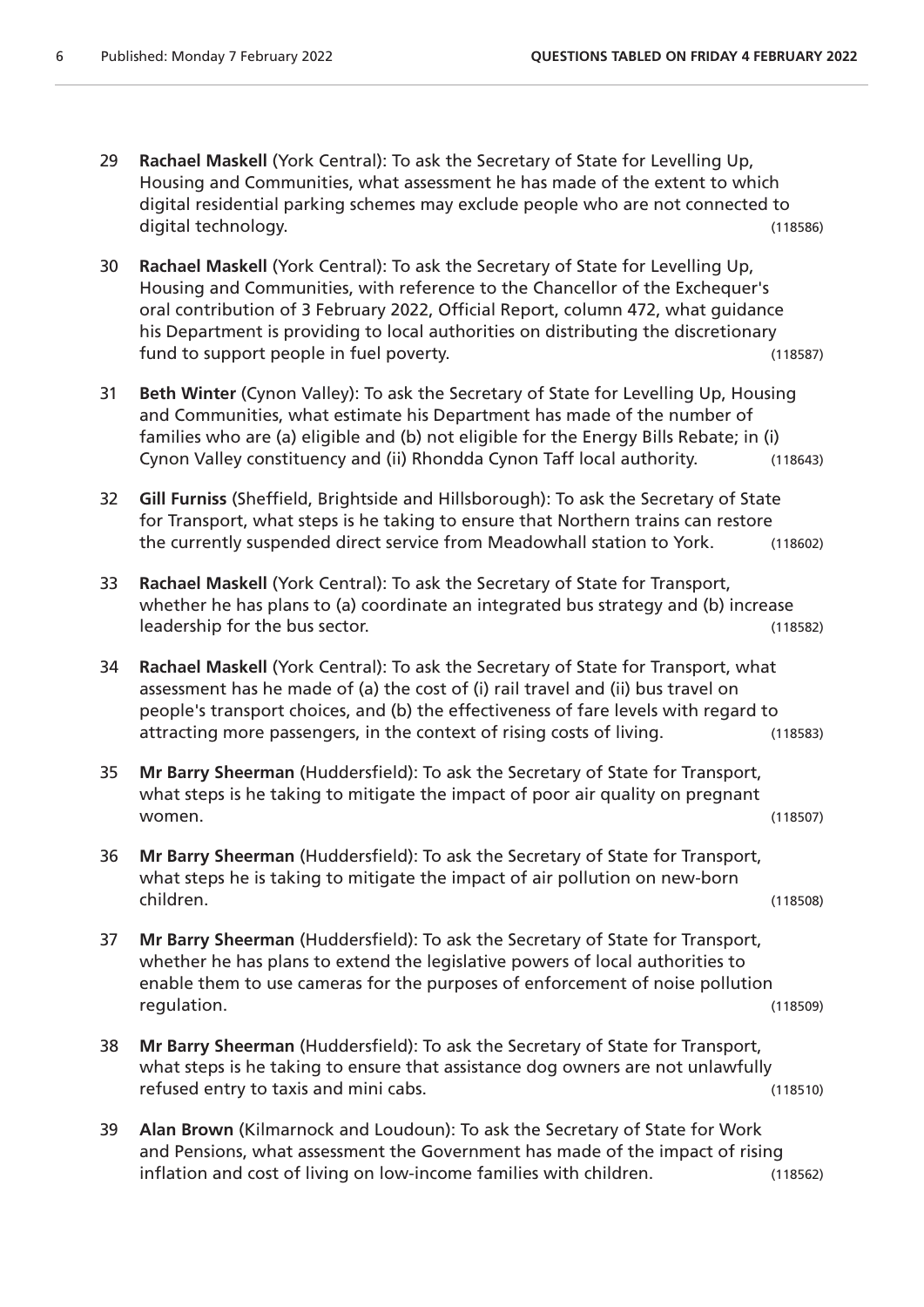29 **Rachael Maskell** (York Central): To ask the Secretary of State for Levelling Up, Housing and Communities, what assessment he has made of the extent to which digital residential parking schemes may exclude people who are not connected to digital technology. (118586)

30 **Rachael Maskell** (York Central): To ask the Secretary of State for Levelling Up, Housing and Communities, with reference to the Chancellor of the Exchequer's oral contribution of 3 February 2022, Official Report, column 472, what guidance his Department is providing to local authorities on distributing the discretionary fund to support people in fuel poverty. (118587)

31 **Beth Winter** (Cynon Valley): To ask the Secretary of State for Levelling Up, Housing and Communities, what estimate his Department has made of the number of families who are (a) eligible and (b) not eligible for the Energy Bills Rebate; in (i) Cynon Valley constituency and (ii) Rhondda Cynon Taff local authority. (118643)

32 **Gill Furniss** (Sheffield, Brightside and Hillsborough): To ask the Secretary of State for Transport, what steps is he taking to ensure that Northern trains can restore the currently suspended direct service from Meadowhall station to York. (118602)

33 **Rachael Maskell** (York Central): To ask the Secretary of State for Transport, whether he has plans to (a) coordinate an integrated bus strategy and (b) increase leadership for the bus sector. (118582)

34 **Rachael Maskell** (York Central): To ask the Secretary of State for Transport, what assessment has he made of (a) the cost of (i) rail travel and (ii) bus travel on people's transport choices, and (b) the effectiveness of fare levels with regard to attracting more passengers, in the context of rising costs of living. (118583)

35 **Mr Barry Sheerman** (Huddersfield): To ask the Secretary of State for Transport, what steps is he taking to mitigate the impact of poor air quality on pregnant women. (118507)

36 **Mr Barry Sheerman** (Huddersfield): To ask the Secretary of State for Transport, what steps he is taking to mitigate the impact of air pollution on new-born children. (118508)

37 **Mr Barry Sheerman** (Huddersfield): To ask the Secretary of State for Transport, whether he has plans to extend the legislative powers of local authorities to enable them to use cameras for the purposes of enforcement of noise pollution regulation. (118509)

38 **Mr Barry Sheerman** (Huddersfield): To ask the Secretary of State for Transport, what steps is he taking to ensure that assistance dog owners are not unlawfully refused entry to taxis and mini cabs. (118510)

39 **Alan Brown** (Kilmarnock and Loudoun): To ask the Secretary of State for Work and Pensions, what assessment the Government has made of the impact of rising inflation and cost of living on low-income families with children. (118562)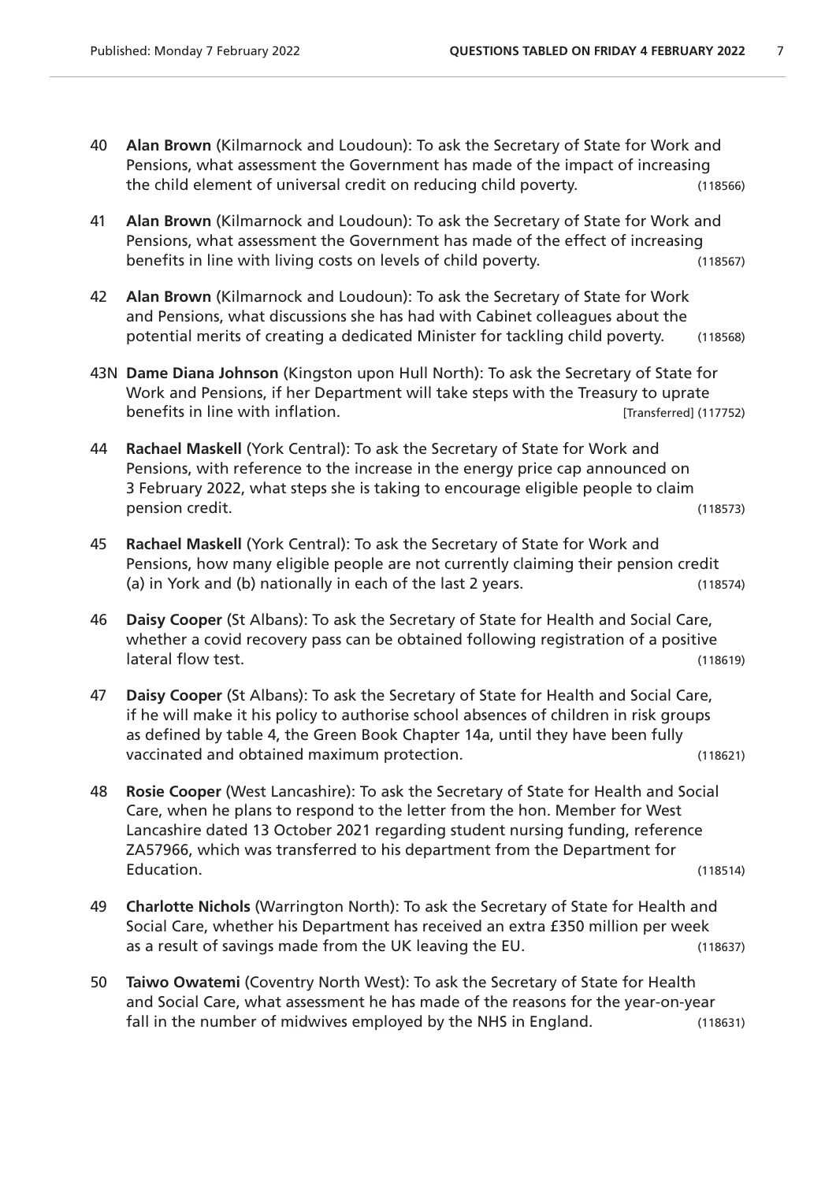40 **Alan Brown** (Kilmarnock and Loudoun): To ask the Secretary of State for Work and Pensions, what assessment the Government has made of the impact of increasing the child element of universal credit on reducing child poverty. (118566)

41 **Alan Brown** (Kilmarnock and Loudoun): To ask the Secretary of State for Work and Pensions, what assessment the Government has made of the effect of increasing benefits in line with living costs on levels of child poverty. (118567)

42 **Alan Brown** (Kilmarnock and Loudoun): To ask the Secretary of State for Work and Pensions, what discussions she has had with Cabinet colleagues about the potential merits of creating a dedicated Minister for tackling child poverty. (118568)

43N **Dame Diana Johnson** (Kingston upon Hull North): To ask the Secretary of State for Work and Pensions, if her Department will take steps with the Treasury to uprate benefits in line with inflation. [Transferred] (117752)

44 **Rachael Maskell** (York Central): To ask the Secretary of State for Work and Pensions, with reference to the increase in the energy price cap announced on 3 February 2022, what steps she is taking to encourage eligible people to claim pension credit. (118573)

45 **Rachael Maskell** (York Central): To ask the Secretary of State for Work and Pensions, how many eligible people are not currently claiming their pension credit (a) in York and (b) nationally in each of the last 2 years. (118574)

46 **Daisy Cooper** (St Albans): To ask the Secretary of State for Health and Social Care, whether a covid recovery pass can be obtained following registration of a positive lateral flow test. (118619)

47 **Daisy Cooper** (St Albans): To ask the Secretary of State for Health and Social Care, if he will make it his policy to authorise school absences of children in risk groups as defined by table 4, the Green Book Chapter 14a, until they have been fully vaccinated and obtained maximum protection. (118621)

48 **Rosie Cooper** (West Lancashire): To ask the Secretary of State for Health and Social Care, when he plans to respond to the letter from the hon. Member for West Lancashire dated 13 October 2021 regarding student nursing funding, reference ZA57966, which was transferred to his department from the Department for Education. (118514)

49 **Charlotte Nichols** (Warrington North): To ask the Secretary of State for Health and Social Care, whether his Department has received an extra £350 million per week as a result of savings made from the UK leaving the EU. (118637)

50 **Taiwo Owatemi** (Coventry North West): To ask the Secretary of State for Health and Social Care, what assessment he has made of the reasons for the year-on-year fall in the number of midwives employed by the NHS in England. (118631)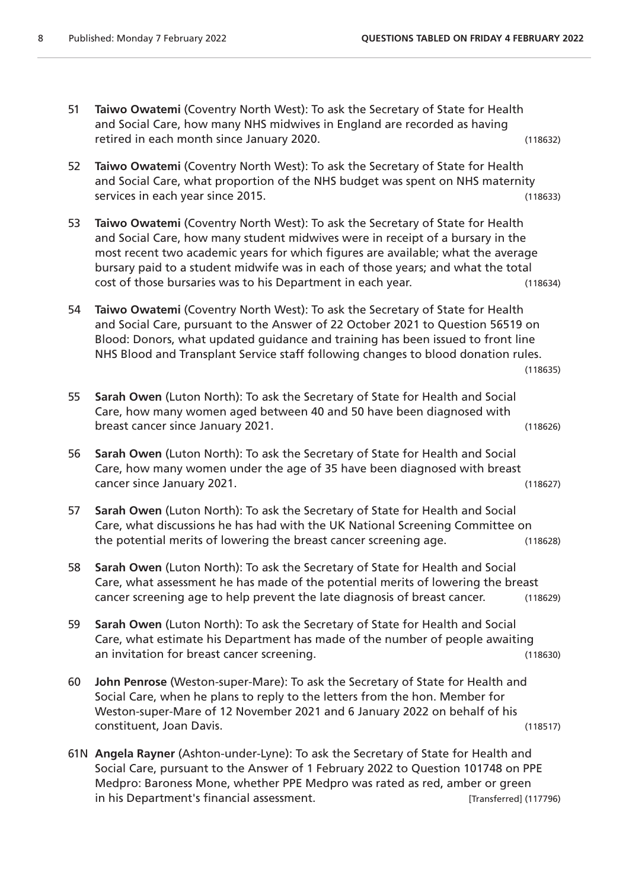51 **Taiwo Owatemi** (Coventry North West): To ask the Secretary of State for Health and Social Care, how many NHS midwives in England are recorded as having retired in each month since January 2020. (118632)

52 **Taiwo Owatemi** (Coventry North West): To ask the Secretary of State for Health and Social Care, what proportion of the NHS budget was spent on NHS maternity services in each year since 2015. (118633)

53 **Taiwo Owatemi** (Coventry North West): To ask the Secretary of State for Health and Social Care, how many student midwives were in receipt of a bursary in the most recent two academic years for which figures are available; what the average bursary paid to a student midwife was in each of those years; and what the total cost of those bursaries was to his Department in each year. (118634)

54 **Taiwo Owatemi** (Coventry North West): To ask the Secretary of State for Health and Social Care, pursuant to the Answer of 22 October 2021 to Question 56519 on Blood: Donors, what updated guidance and training has been issued to front line NHS Blood and Transplant Service staff following changes to blood donation rules. (118635)

55 **Sarah Owen** (Luton North): To ask the Secretary of State for Health and Social Care, how many women aged between 40 and 50 have been diagnosed with breast cancer since January 2021. (118626)

56 **Sarah Owen** (Luton North): To ask the Secretary of State for Health and Social Care, how many women under the age of 35 have been diagnosed with breast cancer since January 2021. (118627)

57 **Sarah Owen** (Luton North): To ask the Secretary of State for Health and Social Care, what discussions he has had with the UK National Screening Committee on the potential merits of lowering the breast cancer screening age. (118628)

58 **Sarah Owen** (Luton North): To ask the Secretary of State for Health and Social Care, what assessment he has made of the potential merits of lowering the breast cancer screening age to help prevent the late diagnosis of breast cancer. (118629)

59 **Sarah Owen** (Luton North): To ask the Secretary of State for Health and Social Care, what estimate his Department has made of the number of people awaiting an invitation for breast cancer screening. (118630)

60 **John Penrose** (Weston-super-Mare): To ask the Secretary of State for Health and Social Care, when he plans to reply to the letters from the hon. Member for Weston-super-Mare of 12 November 2021 and 6 January 2022 on behalf of his constituent, Joan Davis. (118517)

61N **Angela Rayner** (Ashton-under-Lyne): To ask the Secretary of State for Health and Social Care, pursuant to the Answer of 1 February 2022 to Question 101748 on PPE Medpro: Baroness Mone, whether PPE Medpro was rated as red, amber or green in his Department's financial assessment. [Transferred] (117796)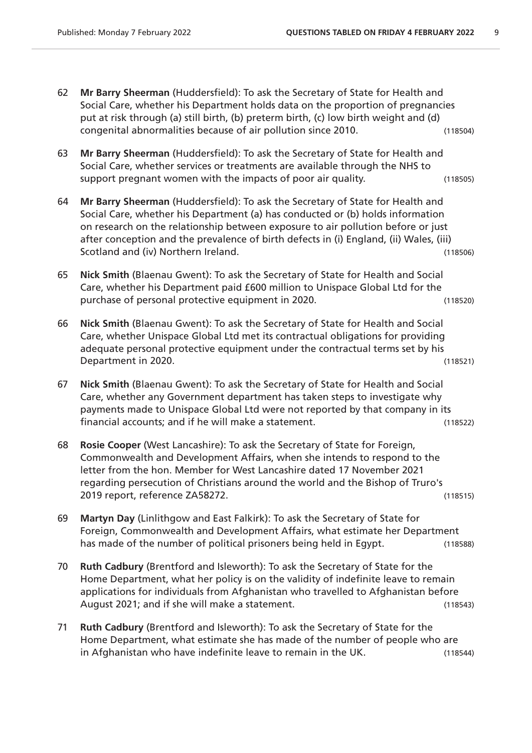62 **Mr Barry Sheerman** (Huddersfield): To ask the Secretary of State for Health and Social Care, whether his Department holds data on the proportion of pregnancies put at risk through (a) still birth, (b) preterm birth, (c) low birth weight and (d) congenital abnormalities because of air pollution since 2010. (118504)

63 **Mr Barry Sheerman** (Huddersfield): To ask the Secretary of State for Health and Social Care, whether services or treatments are available through the NHS to support pregnant women with the impacts of poor air quality. (118505)

64 **Mr Barry Sheerman** (Huddersfield): To ask the Secretary of State for Health and Social Care, whether his Department (a) has conducted or (b) holds information on research on the relationship between exposure to air pollution before or just after conception and the prevalence of birth defects in (i) England, (ii) Wales, (iii) Scotland and (iv) Northern Ireland. (118506)

65 **Nick Smith** (Blaenau Gwent): To ask the Secretary of State for Health and Social Care, whether his Department paid £600 million to Unispace Global Ltd for the purchase of personal protective equipment in 2020. (118520)

66 **Nick Smith** (Blaenau Gwent): To ask the Secretary of State for Health and Social Care, whether Unispace Global Ltd met its contractual obligations for providing adequate personal protective equipment under the contractual terms set by his Department in 2020. (118521)

67 **Nick Smith** (Blaenau Gwent): To ask the Secretary of State for Health and Social Care, whether any Government department has taken steps to investigate why payments made to Unispace Global Ltd were not reported by that company in its financial accounts; and if he will make a statement. (118522)

68 **Rosie Cooper** (West Lancashire): To ask the Secretary of State for Foreign, Commonwealth and Development Affairs, when she intends to respond to the letter from the hon. Member for West Lancashire dated 17 November 2021 regarding persecution of Christians around the world and the Bishop of Truro's 2019 report, reference ZA58272. (118515)

69 **Martyn Day** (Linlithgow and East Falkirk): To ask the Secretary of State for Foreign, Commonwealth and Development Affairs, what estimate her Department has made of the number of political prisoners being held in Egypt. (118588)

70 **Ruth Cadbury** (Brentford and Isleworth): To ask the Secretary of State for the Home Department, what her policy is on the validity of indefinite leave to remain applications for individuals from Afghanistan who travelled to Afghanistan before August 2021; and if she will make a statement. (118543)

71 **Ruth Cadbury** (Brentford and Isleworth): To ask the Secretary of State for the Home Department, what estimate she has made of the number of people who are in Afghanistan who have indefinite leave to remain in the UK. (118544)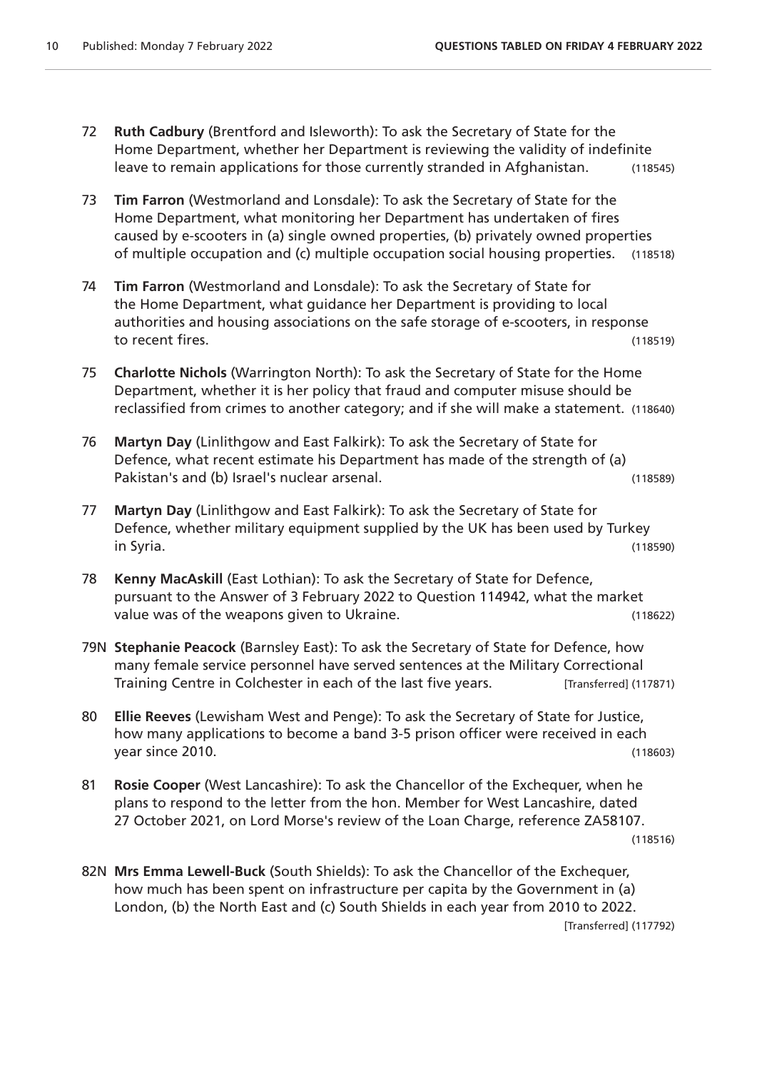72 **Ruth Cadbury** (Brentford and Isleworth): To ask the Secretary of State for the Home Department, whether her Department is reviewing the validity of indefinite leave to remain applications for those currently stranded in Afghanistan. (118545)

73 **Tim Farron** (Westmorland and Lonsdale): To ask the Secretary of State for the Home Department, what monitoring her Department has undertaken of fires caused by e-scooters in (a) single owned properties, (b) privately owned properties of multiple occupation and (c) multiple occupation social housing properties. (118518)

74 **Tim Farron** (Westmorland and Lonsdale): To ask the Secretary of State for the Home Department, what guidance her Department is providing to local authorities and housing associations on the safe storage of e-scooters, in response to recent fires. (118519)

75 **Charlotte Nichols** (Warrington North): To ask the Secretary of State for the Home Department, whether it is her policy that fraud and computer misuse should be reclassified from crimes to another category; and if she will make a statement. (118640)

76 **Martyn Day** (Linlithgow and East Falkirk): To ask the Secretary of State for Defence, what recent estimate his Department has made of the strength of (a) Pakistan's and (b) Israel's nuclear arsenal. (118589)

77 **Martyn Day** (Linlithgow and East Falkirk): To ask the Secretary of State for Defence, whether military equipment supplied by the UK has been used by Turkey in Syria. (118590)

78 **Kenny MacAskill** (East Lothian): To ask the Secretary of State for Defence, pursuant to the Answer of 3 February 2022 to Question 114942, what the market value was of the weapons given to Ukraine. (118622)

79N **Stephanie Peacock** (Barnsley East): To ask the Secretary of State for Defence, how many female service personnel have served sentences at the Military Correctional Training Centre in Colchester in each of the last five years. [Transferred] (117871)

80 **Ellie Reeves** (Lewisham West and Penge): To ask the Secretary of State for Justice, how many applications to become a band 3-5 prison officer were received in each year since 2010. (118603)

81 **Rosie Cooper** (West Lancashire): To ask the Chancellor of the Exchequer, when he plans to respond to the letter from the hon. Member for West Lancashire, dated 27 October 2021, on Lord Morse's review of the Loan Charge, reference ZA58107. (118516)

82N **Mrs Emma Lewell-Buck** (South Shields): To ask the Chancellor of the Exchequer, how much has been spent on infrastructure per capita by the Government in (a) London, (b) the North East and (c) South Shields in each year from 2010 to 2022. [Transferred] (117792)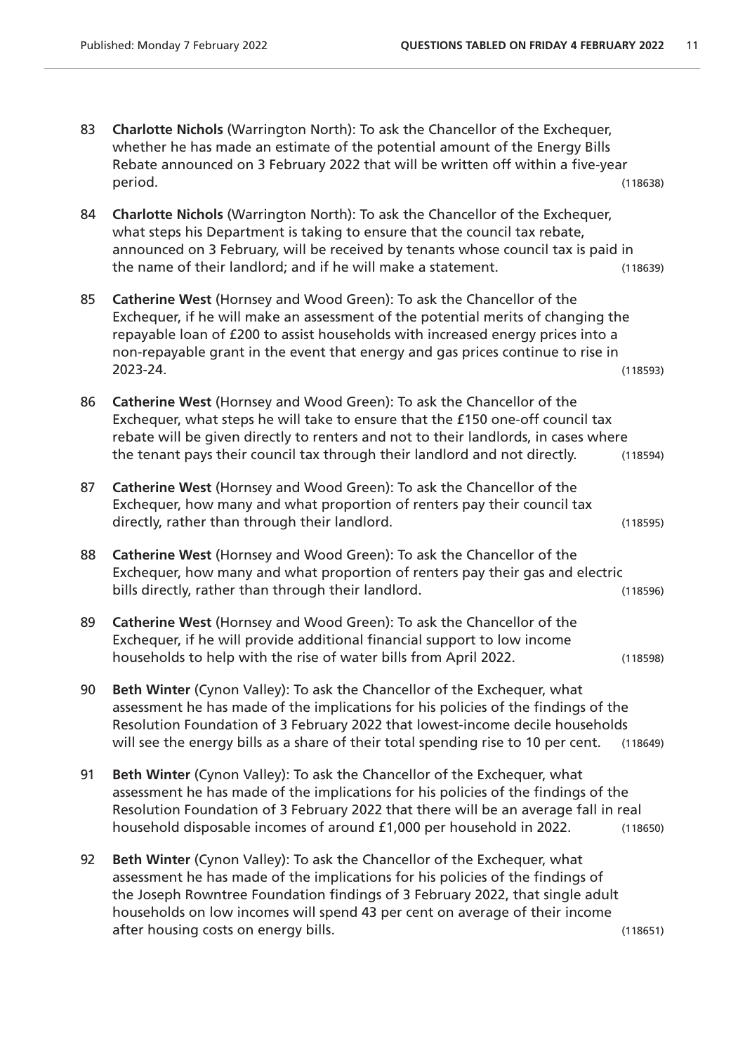83 **Charlotte Nichols** (Warrington North): To ask the Chancellor of the Exchequer, whether he has made an estimate of the potential amount of the Energy Bills Rebate announced on 3 February 2022 that will be written off within a five-year period. (118638)

84 **Charlotte Nichols** (Warrington North): To ask the Chancellor of the Exchequer, what steps his Department is taking to ensure that the council tax rebate, announced on 3 February, will be received by tenants whose council tax is paid in the name of their landlord; and if he will make a statement. (118639)

85 **Catherine West** (Hornsey and Wood Green): To ask the Chancellor of the Exchequer, if he will make an assessment of the potential merits of changing the repayable loan of £200 to assist households with increased energy prices into a non-repayable grant in the event that energy and gas prices continue to rise in 2023-24. (118593)

86 **Catherine West** (Hornsey and Wood Green): To ask the Chancellor of the Exchequer, what steps he will take to ensure that the £150 one-off council tax rebate will be given directly to renters and not to their landlords, in cases where the tenant pays their council tax through their landlord and not directly. (118594)

87 **Catherine West** (Hornsey and Wood Green): To ask the Chancellor of the Exchequer, how many and what proportion of renters pay their council tax directly, rather than through their landlord. (118595)

88 **Catherine West** (Hornsey and Wood Green): To ask the Chancellor of the Exchequer, how many and what proportion of renters pay their gas and electric bills directly, rather than through their landlord. (118596)

89 **Catherine West** (Hornsey and Wood Green): To ask the Chancellor of the Exchequer, if he will provide additional financial support to low income households to help with the rise of water bills from April 2022. (118598)

90 **Beth Winter** (Cynon Valley): To ask the Chancellor of the Exchequer, what assessment he has made of the implications for his policies of the findings of the Resolution Foundation of 3 February 2022 that lowest-income decile households will see the energy bills as a share of their total spending rise to 10 per cent. (118649)

91 **Beth Winter** (Cynon Valley): To ask the Chancellor of the Exchequer, what assessment he has made of the implications for his policies of the findings of the Resolution Foundation of 3 February 2022 that there will be an average fall in real household disposable incomes of around £1,000 per household in 2022. (118650)

92 **Beth Winter** (Cynon Valley): To ask the Chancellor of the Exchequer, what assessment he has made of the implications for his policies of the findings of the Joseph Rowntree Foundation findings of 3 February 2022, that single adult households on low incomes will spend 43 per cent on average of their income after housing costs on energy bills. (118651)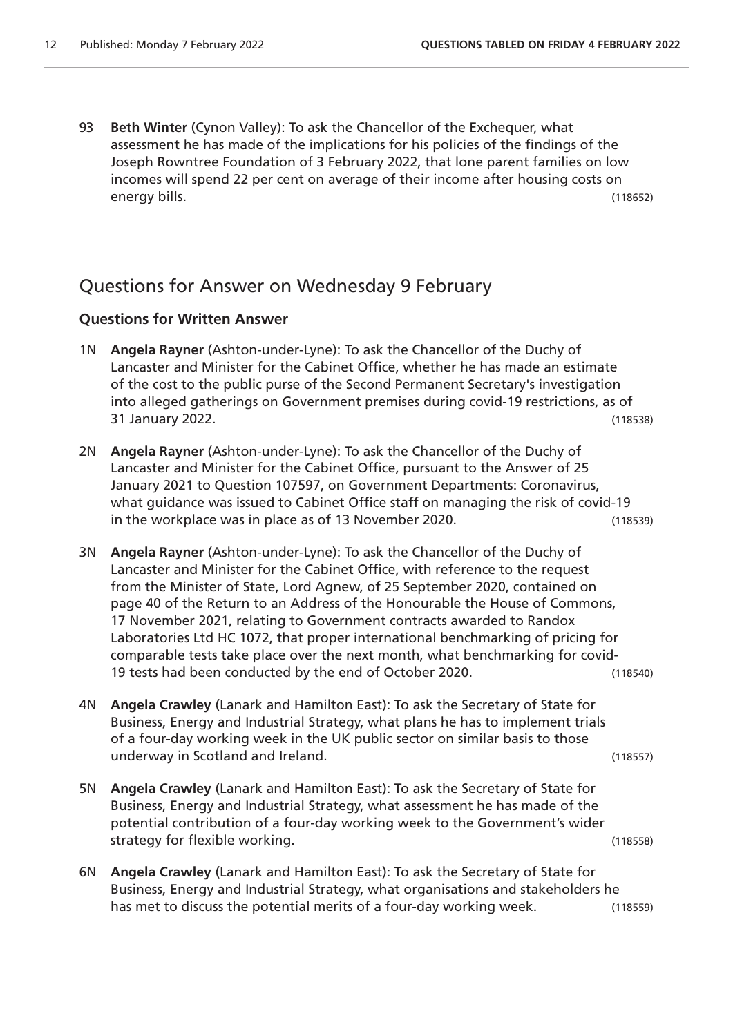93 **Beth Winter** (Cynon Valley): To ask the Chancellor of the Exchequer, what assessment he has made of the implications for his policies of the findings of the Joseph Rowntree Foundation of 3 February 2022, that lone parent families on low incomes will spend 22 per cent on average of their income after housing costs on energy bills. (118652)

## Questions for Answer on Wednesday 9 February

### Questions for Written Answer

1N **Angela Rayner** (Ashton-under-Lyne): To ask the Chancellor of the Duchy of Lancaster and Minister for the Cabinet Office, whether he has made an estimate of the cost to the public purse of the Second Permanent Secretary's investigation into alleged gatherings on Government premises during covid-19 restrictions, as of 31 January 2022. (118538)

2N **Angela Rayner** (Ashton-under-Lyne): To ask the Chancellor of the Duchy of Lancaster and Minister for the Cabinet Office, pursuant to the Answer of 25 January 2021 to Question 107597, on Government Departments: Coronavirus, what guidance was issued to Cabinet Office staff on managing the risk of covid-19 in the workplace was in place as of 13 November 2020. (118539)

3N **Angela Rayner** (Ashton-under-Lyne): To ask the Chancellor of the Duchy of Lancaster and Minister for the Cabinet Office, with reference to the request from the Minister of State, Lord Agnew, of 25 September 2020, contained on page 40 of the Return to an Address of the Honourable the House of Commons, 17 November 2021, relating to Government contracts awarded to Randox Laboratories Ltd HC 1072, that proper international benchmarking of pricing for comparable tests take place over the next month, what benchmarking for covid-19 tests had been conducted by the end of October 2020. (118540)

4N **Angela Crawley** (Lanark and Hamilton East): To ask the Secretary of State for Business, Energy and Industrial Strategy, what plans he has to implement trials of a four-day working week in the UK public sector on similar basis to those underway in Scotland and Ireland. (118557)

5N **Angela Crawley** (Lanark and Hamilton East): To ask the Secretary of State for Business, Energy and Industrial Strategy, what assessment he has made of the potential contribution of a four-day working week to the Government's wider strategy for flexible working. (118558)

6N **Angela Crawley** (Lanark and Hamilton East): To ask the Secretary of State for Business, Energy and Industrial Strategy, what organisations and stakeholders he has met to discuss the potential merits of a four-day working week. (118559)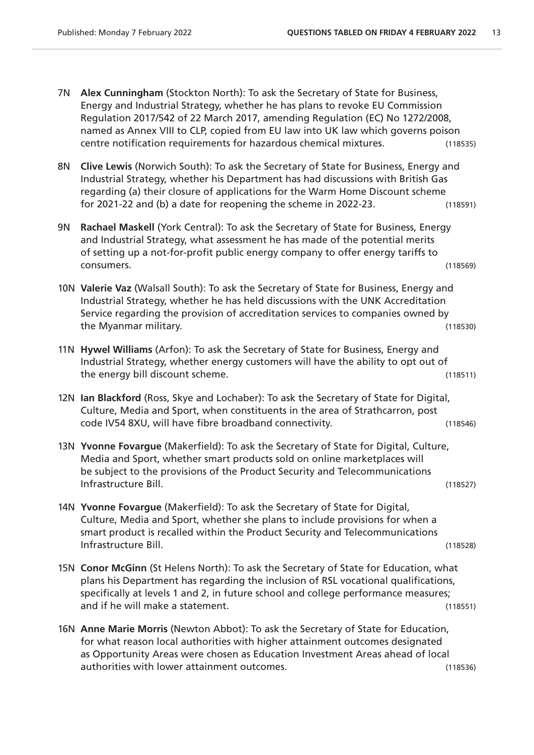7N **Alex Cunningham** (Stockton North): To ask the Secretary of State for Business, Energy and Industrial Strategy, whether he has plans to revoke EU Commission Regulation 2017/542 of 22 March 2017, amending Regulation (EC) No 1272/2008, named as Annex VIII to CLP, copied from EU law into UK law which governs poison centre notification requirements for hazardous chemical mixtures. (118535)

8N **Clive Lewis** (Norwich South): To ask the Secretary of State for Business, Energy and Industrial Strategy, whether his Department has had discussions with British Gas regarding (a) their closure of applications for the Warm Home Discount scheme for 2021-22 and (b) a date for reopening the scheme in 2022-23. (118591)

9N **Rachael Maskell** (York Central): To ask the Secretary of State for Business, Energy and Industrial Strategy, what assessment he has made of the potential merits of setting up a not-for-profit public energy company to offer energy tariffs to consumers. (118569)

10N **Valerie Vaz** (Walsall South): To ask the Secretary of State for Business, Energy and Industrial Strategy, whether he has held discussions with the UNK Accreditation Service regarding the provision of accreditation services to companies owned by the Myanmar military. (118530)

11N **Hywel Williams** (Arfon): To ask the Secretary of State for Business, Energy and Industrial Strategy, whether energy customers will have the ability to opt out of the energy bill discount scheme. (118511)

12N **Ian Blackford** (Ross, Skye and Lochaber): To ask the Secretary of State for Digital, Culture, Media and Sport, when constituents in the area of Strathcarron, post code IV54 8XU, will have fibre broadband connectivity. (118546)

13N **Yvonne Fovargue** (Makerfield): To ask the Secretary of State for Digital, Culture, Media and Sport, whether smart products sold on online marketplaces will be subject to the provisions of the Product Security and Telecommunications Infrastructure Bill. (118527)

14N **Yvonne Fovargue** (Makerfield): To ask the Secretary of State for Digital, Culture, Media and Sport, whether she plans to include provisions for when a smart product is recalled within the Product Security and Telecommunications Infrastructure Bill. (118528)

15N **Conor McGinn** (St Helens North): To ask the Secretary of State for Education, what plans his Department has regarding the inclusion of RSL vocational qualifications, specifically at levels 1 and 2, in future school and college performance measures; and if he will make a statement. (118551)

16N **Anne Marie Morris** (Newton Abbot): To ask the Secretary of State for Education, for what reason local authorities with higher attainment outcomes designated as Opportunity Areas were chosen as Education Investment Areas ahead of local authorities with lower attainment outcomes. (118536)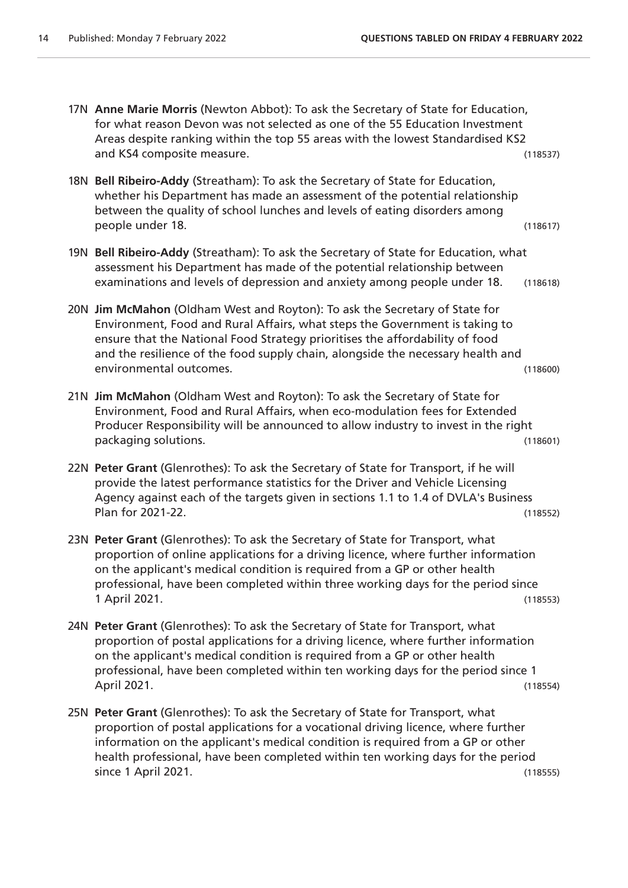17N **Anne Marie Morris** (Newton Abbot): To ask the Secretary of State for Education, for what reason Devon was not selected as one of the 55 Education Investment Areas despite ranking within the top 55 areas with the lowest Standardised KS2 and KS4 composite measure. (118537)

18N **Bell Ribeiro-Addy** (Streatham): To ask the Secretary of State for Education, whether his Department has made an assessment of the potential relationship between the quality of school lunches and levels of eating disorders among people under 18. (118617)

19N **Bell Ribeiro-Addy** (Streatham): To ask the Secretary of State for Education, what assessment his Department has made of the potential relationship between examinations and levels of depression and anxiety among people under 18. (118618)

20N **Jim McMahon** (Oldham West and Royton): To ask the Secretary of State for Environment, Food and Rural Affairs, what steps the Government is taking to ensure that the National Food Strategy prioritises the affordability of food and the resilience of the food supply chain, alongside the necessary health and environmental outcomes. (118600)

21N **Jim McMahon** (Oldham West and Royton): To ask the Secretary of State for Environment, Food and Rural Affairs, when eco-modulation fees for Extended Producer Responsibility will be announced to allow industry to invest in the right packaging solutions. (118601)

22N **Peter Grant** (Glenrothes): To ask the Secretary of State for Transport, if he will provide the latest performance statistics for the Driver and Vehicle Licensing Agency against each of the targets given in sections 1.1 to 1.4 of DVLA's Business Plan for 2021-22. (118552)

23N **Peter Grant** (Glenrothes): To ask the Secretary of State for Transport, what proportion of online applications for a driving licence, where further information on the applicant's medical condition is required from a GP or other health professional, have been completed within three working days for the period since 1 April 2021. (118553)

24N **Peter Grant** (Glenrothes): To ask the Secretary of State for Transport, what proportion of postal applications for a driving licence, where further information on the applicant's medical condition is required from a GP or other health professional, have been completed within ten working days for the period since 1 April 2021. (118554)

25N **Peter Grant** (Glenrothes): To ask the Secretary of State for Transport, what proportion of postal applications for a vocational driving licence, where further information on the applicant's medical condition is required from a GP or other health professional, have been completed within ten working days for the period since 1 April 2021. (118555)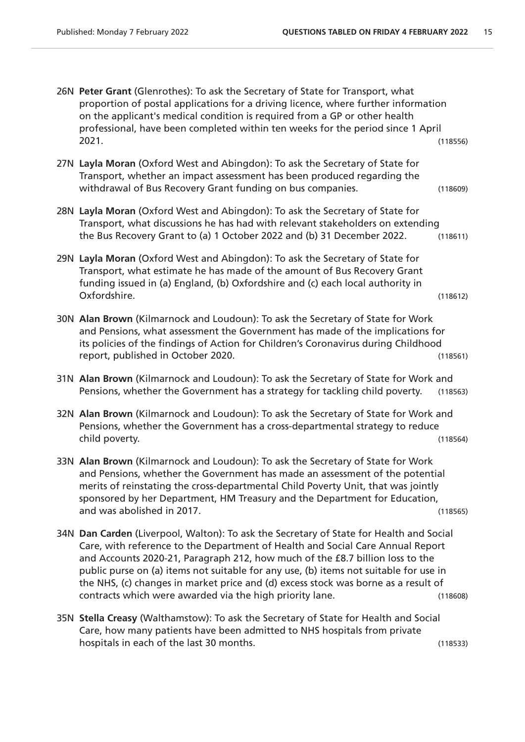26N **Peter Grant** (Glenrothes): To ask the Secretary of State for Transport, what proportion of postal applications for a driving licence, where further information on the applicant's medical condition is required from a GP or other health professional, have been completed within ten weeks for the period since 1 April 2021. (118556)

27N **Layla Moran** (Oxford West and Abingdon): To ask the Secretary of State for Transport, whether an impact assessment has been produced regarding the withdrawal of Bus Recovery Grant funding on bus companies. (118609)

28N **Layla Moran** (Oxford West and Abingdon): To ask the Secretary of State for Transport, what discussions he has had with relevant stakeholders on extending the Bus Recovery Grant to (a) 1 October 2022 and (b) 31 December 2022. (118611)

29N **Layla Moran** (Oxford West and Abingdon): To ask the Secretary of State for Transport, what estimate he has made of the amount of Bus Recovery Grant funding issued in (a) England, (b) Oxfordshire and (c) each local authority in Oxfordshire. (118612)

30N **Alan Brown** (Kilmarnock and Loudoun): To ask the Secretary of State for Work and Pensions, what assessment the Government has made of the implications for its policies of the findings of Action for Children's Coronavirus during Childhood report, published in October 2020. (118561)

31N **Alan Brown** (Kilmarnock and Loudoun): To ask the Secretary of State for Work and Pensions, whether the Government has a strategy for tackling child poverty. (118563)

32N **Alan Brown** (Kilmarnock and Loudoun): To ask the Secretary of State for Work and Pensions, whether the Government has a cross-departmental strategy to reduce child poverty. (118564)

33N **Alan Brown** (Kilmarnock and Loudoun): To ask the Secretary of State for Work and Pensions, whether the Government has made an assessment of the potential merits of reinstating the cross-departmental Child Poverty Unit, that was jointly sponsored by her Department, HM Treasury and the Department for Education, and was abolished in 2017. (118565)

34N **Dan Carden** (Liverpool, Walton): To ask the Secretary of State for Health and Social Care, with reference to the Department of Health and Social Care Annual Report and Accounts 2020-21, Paragraph 212, how much of the £8.7 billion loss to the public purse on (a) items not suitable for any use, (b) items not suitable for use in the NHS, (c) changes in market price and (d) excess stock was borne as a result of contracts which were awarded via the high priority lane. (118608)

35N **Stella Creasy** (Walthamstow): To ask the Secretary of State for Health and Social Care, how many patients have been admitted to NHS hospitals from private hospitals in each of the last 30 months. (118533)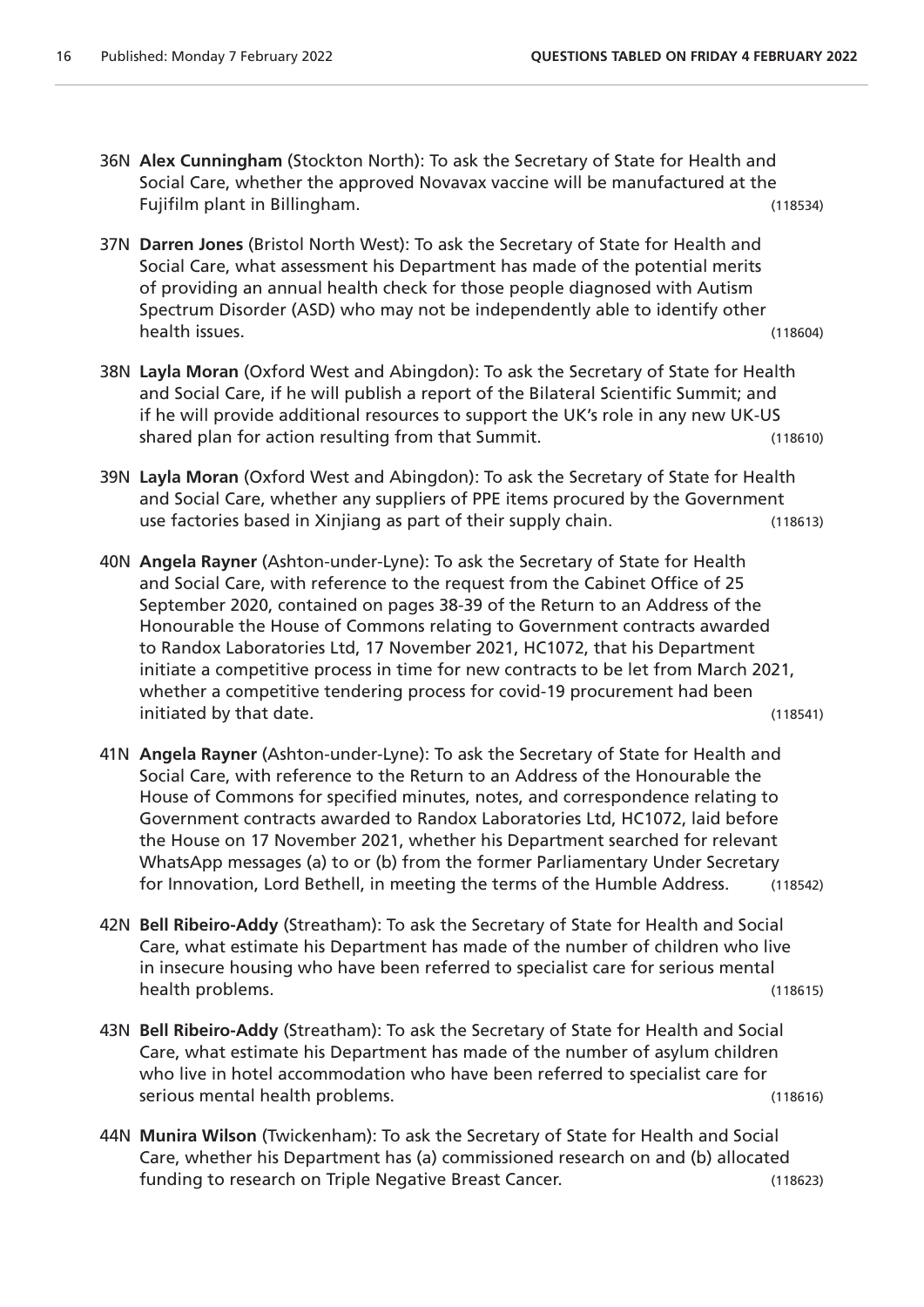36N **Alex Cunningham** (Stockton North): To ask the Secretary of State for Health and Social Care, whether the approved Novavax vaccine will be manufactured at the Fujifilm plant in Billingham. (118534)

37N **Darren Jones** (Bristol North West): To ask the Secretary of State for Health and Social Care, what assessment his Department has made of the potential merits of providing an annual health check for those people diagnosed with Autism Spectrum Disorder (ASD) who may not be independently able to identify other health issues. (118604)

38N **Layla Moran** (Oxford West and Abingdon): To ask the Secretary of State for Health and Social Care, if he will publish a report of the Bilateral Scientific Summit; and if he will provide additional resources to support the UK's role in any new UK-US shared plan for action resulting from that Summit. (118610)

39N **Layla Moran** (Oxford West and Abingdon): To ask the Secretary of State for Health and Social Care, whether any suppliers of PPE items procured by the Government use factories based in Xinjiang as part of their supply chain. (118613)

40N **Angela Rayner** (Ashton-under-Lyne): To ask the Secretary of State for Health and Social Care, with reference to the request from the Cabinet Office of 25 September 2020, contained on pages 38-39 of the Return to an Address of the Honourable the House of Commons relating to Government contracts awarded to Randox Laboratories Ltd, 17 November 2021, HC1072, that his Department initiate a competitive process in time for new contracts to be let from March 2021, whether a competitive tendering process for covid-19 procurement had been initiated by that date. (118541)

41N **Angela Rayner** (Ashton-under-Lyne): To ask the Secretary of State for Health and Social Care, with reference to the Return to an Address of the Honourable the House of Commons for specified minutes, notes, and correspondence relating to Government contracts awarded to Randox Laboratories Ltd, HC1072, laid before the House on 17 November 2021, whether his Department searched for relevant WhatsApp messages (a) to or (b) from the former Parliamentary Under Secretary for Innovation, Lord Bethell, in meeting the terms of the Humble Address. (118542)

42N **Bell Ribeiro-Addy** (Streatham): To ask the Secretary of State for Health and Social Care, what estimate his Department has made of the number of children who live in insecure housing who have been referred to specialist care for serious mental health problems. (118615)

43N **Bell Ribeiro-Addy** (Streatham): To ask the Secretary of State for Health and Social Care, what estimate his Department has made of the number of asylum children who live in hotel accommodation who have been referred to specialist care for serious mental health problems. (118616)

44N **Munira Wilson** (Twickenham): To ask the Secretary of State for Health and Social Care, whether his Department has (a) commissioned research on and (b) allocated funding to research on Triple Negative Breast Cancer. (118623)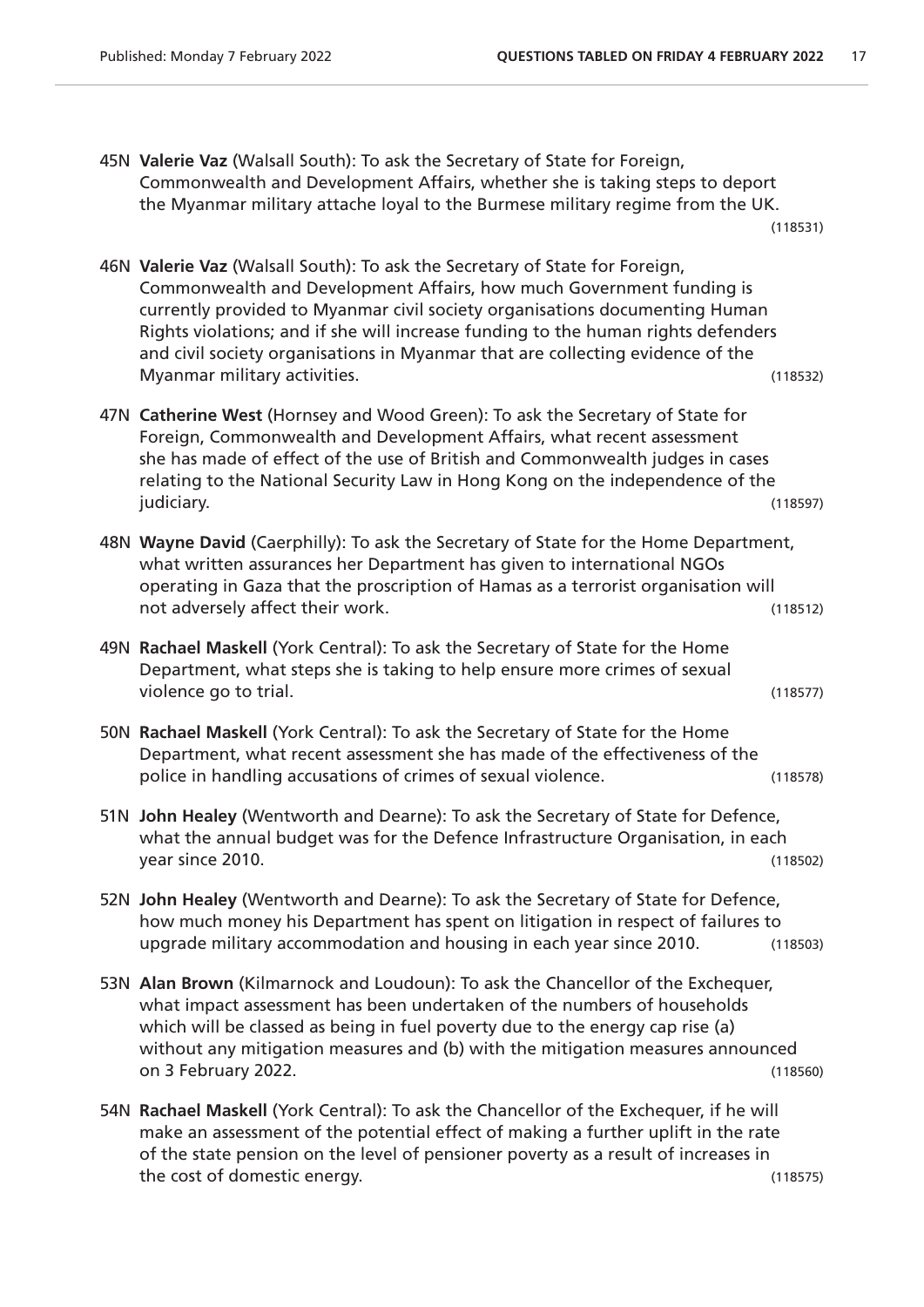45N **Valerie Vaz** (Walsall South): To ask the Secretary of State for Foreign, Commonwealth and Development Affairs, whether she is taking steps to deport the Myanmar military attache loyal to the Burmese military regime from the UK. (118531)

46N **Valerie Vaz** (Walsall South): To ask the Secretary of State for Foreign, Commonwealth and Development Affairs, how much Government funding is currently provided to Myanmar civil society organisations documenting Human Rights violations; and if she will increase funding to the human rights defenders and civil society organisations in Myanmar that are collecting evidence of the Myanmar military activities. (118532)

47N **Catherine West** (Hornsey and Wood Green): To ask the Secretary of State for Foreign, Commonwealth and Development Affairs, what recent assessment she has made of effect of the use of British and Commonwealth judges in cases relating to the National Security Law in Hong Kong on the independence of the judiciary. (118597)

48N **Wayne David** (Caerphilly): To ask the Secretary of State for the Home Department, what written assurances her Department has given to international NGOs operating in Gaza that the proscription of Hamas as a terrorist organisation will not adversely affect their work. (118512)

49N **Rachael Maskell** (York Central): To ask the Secretary of State for the Home Department, what steps she is taking to help ensure more crimes of sexual violence go to trial. (118577)

50N **Rachael Maskell** (York Central): To ask the Secretary of State for the Home Department, what recent assessment she has made of the effectiveness of the police in handling accusations of crimes of sexual violence. (118578)

51N **John Healey** (Wentworth and Dearne): To ask the Secretary of State for Defence, what the annual budget was for the Defence Infrastructure Organisation, in each year since 2010. (118502)

52N **John Healey** (Wentworth and Dearne): To ask the Secretary of State for Defence, how much money his Department has spent on litigation in respect of failures to upgrade military accommodation and housing in each year since 2010. (118503)

53N **Alan Brown** (Kilmarnock and Loudoun): To ask the Chancellor of the Exchequer, what impact assessment has been undertaken of the numbers of households which will be classed as being in fuel poverty due to the energy cap rise (a) without any mitigation measures and (b) with the mitigation measures announced on 3 February 2022. (118560)

54N **Rachael Maskell** (York Central): To ask the Chancellor of the Exchequer, if he will make an assessment of the potential effect of making a further uplift in the rate of the state pension on the level of pensioner poverty as a result of increases in the cost of domestic energy. (118575)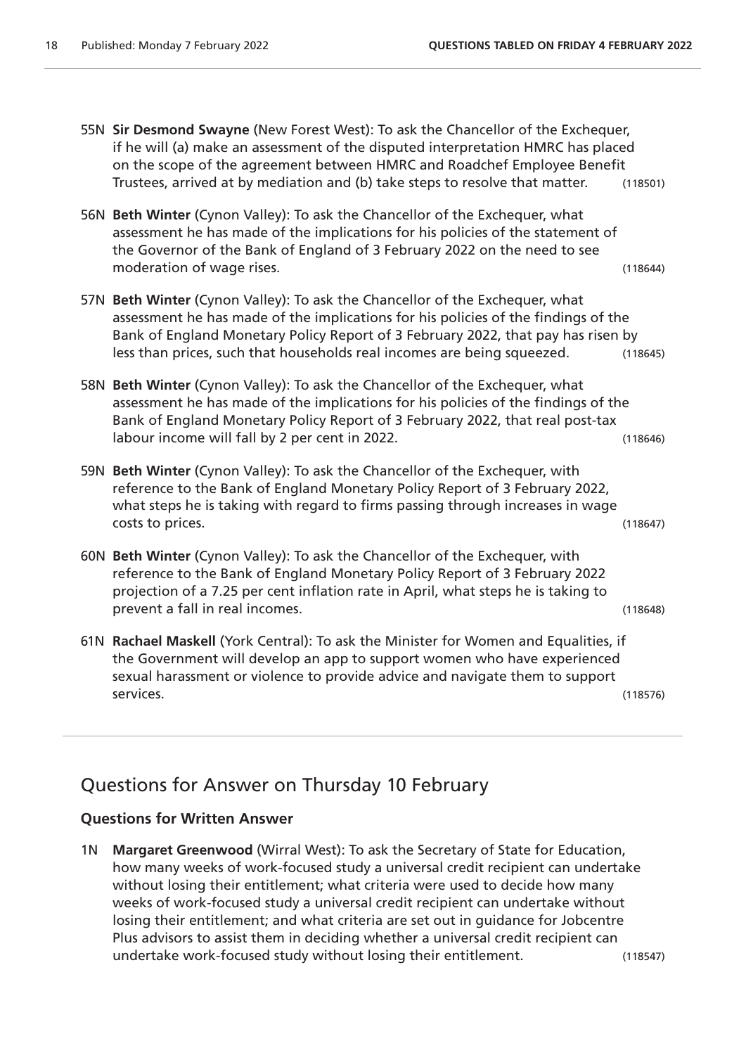55N **Sir Desmond Swayne** (New Forest West): To ask the Chancellor of the Exchequer, if he will (a) make an assessment of the disputed interpretation HMRC has placed on the scope of the agreement between HMRC and Roadchef Employee Benefit Trustees, arrived at by mediation and (b) take steps to resolve that matter. (118501)

56N **Beth Winter** (Cynon Valley): To ask the Chancellor of the Exchequer, what assessment he has made of the implications for his policies of the statement of the Governor of the Bank of England of 3 February 2022 on the need to see moderation of wage rises. (118644)

57N **Beth Winter** (Cynon Valley): To ask the Chancellor of the Exchequer, what assessment he has made of the implications for his policies of the findings of the Bank of England Monetary Policy Report of 3 February 2022, that pay has risen by less than prices, such that households real incomes are being squeezed. (118645)

58N **Beth Winter** (Cynon Valley): To ask the Chancellor of the Exchequer, what assessment he has made of the implications for his policies of the findings of the Bank of England Monetary Policy Report of 3 February 2022, that real post-tax labour income will fall by 2 per cent in 2022. (118646)

59N **Beth Winter** (Cynon Valley): To ask the Chancellor of the Exchequer, with reference to the Bank of England Monetary Policy Report of 3 February 2022, what steps he is taking with regard to firms passing through increases in wage costs to prices. (118647)

60N **Beth Winter** (Cynon Valley): To ask the Chancellor of the Exchequer, with reference to the Bank of England Monetary Policy Report of 3 February 2022 projection of a 7.25 per cent inflation rate in April, what steps he is taking to prevent a fall in real incomes. (118648)

61N **Rachael Maskell** (York Central): To ask the Minister for Women and Equalities, if the Government will develop an app to support women who have experienced sexual harassment or violence to provide advice and navigate them to support services. (118576)

## Questions for Answer on Thursday 10 February

### Questions for Written Answer

1N **Margaret Greenwood** (Wirral West): To ask the Secretary of State for Education, how many weeks of work-focused study a universal credit recipient can undertake without losing their entitlement; what criteria were used to decide how many weeks of work-focused study a universal credit recipient can undertake without losing their entitlement; and what criteria are set out in guidance for Jobcentre Plus advisors to assist them in deciding whether a universal credit recipient can undertake work-focused study without losing their entitlement. (118547)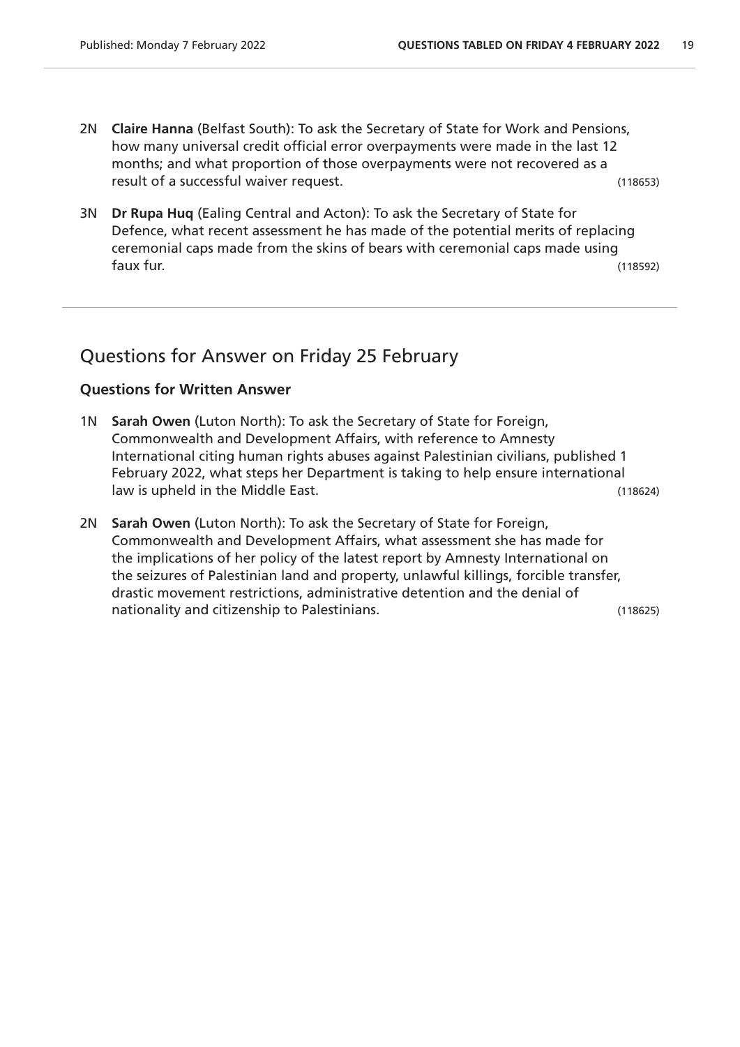2N **Claire Hanna** (Belfast South): To ask the Secretary of State for Work and Pensions, how many universal credit official error overpayments were made in the last 12 months; and what proportion of those overpayments were not recovered as a result of a successful waiver request. (118653)

3N **Dr Rupa Huq** (Ealing Central and Acton): To ask the Secretary of State for Defence, what recent assessment he has made of the potential merits of replacing ceremonial caps made from the skins of bears with ceremonial caps made using faux fur. (118592)

## Questions for Answer on Friday 25 February

### Questions for Written Answer

1N **Sarah Owen** (Luton North): To ask the Secretary of State for Foreign, Commonwealth and Development Affairs, with reference to Amnesty International citing human rights abuses against Palestinian civilians, published 1 February 2022, what steps her Department is taking to help ensure international law is upheld in the Middle East. (118624)

2N **Sarah Owen** (Luton North): To ask the Secretary of State for Foreign, Commonwealth and Development Affairs, what assessment she has made for the implications of her policy of the latest report by Amnesty International on the seizures of Palestinian land and property, unlawful killings, forcible transfer, drastic movement restrictions, administrative detention and the denial of nationality and citizenship to Palestinians. (118625)